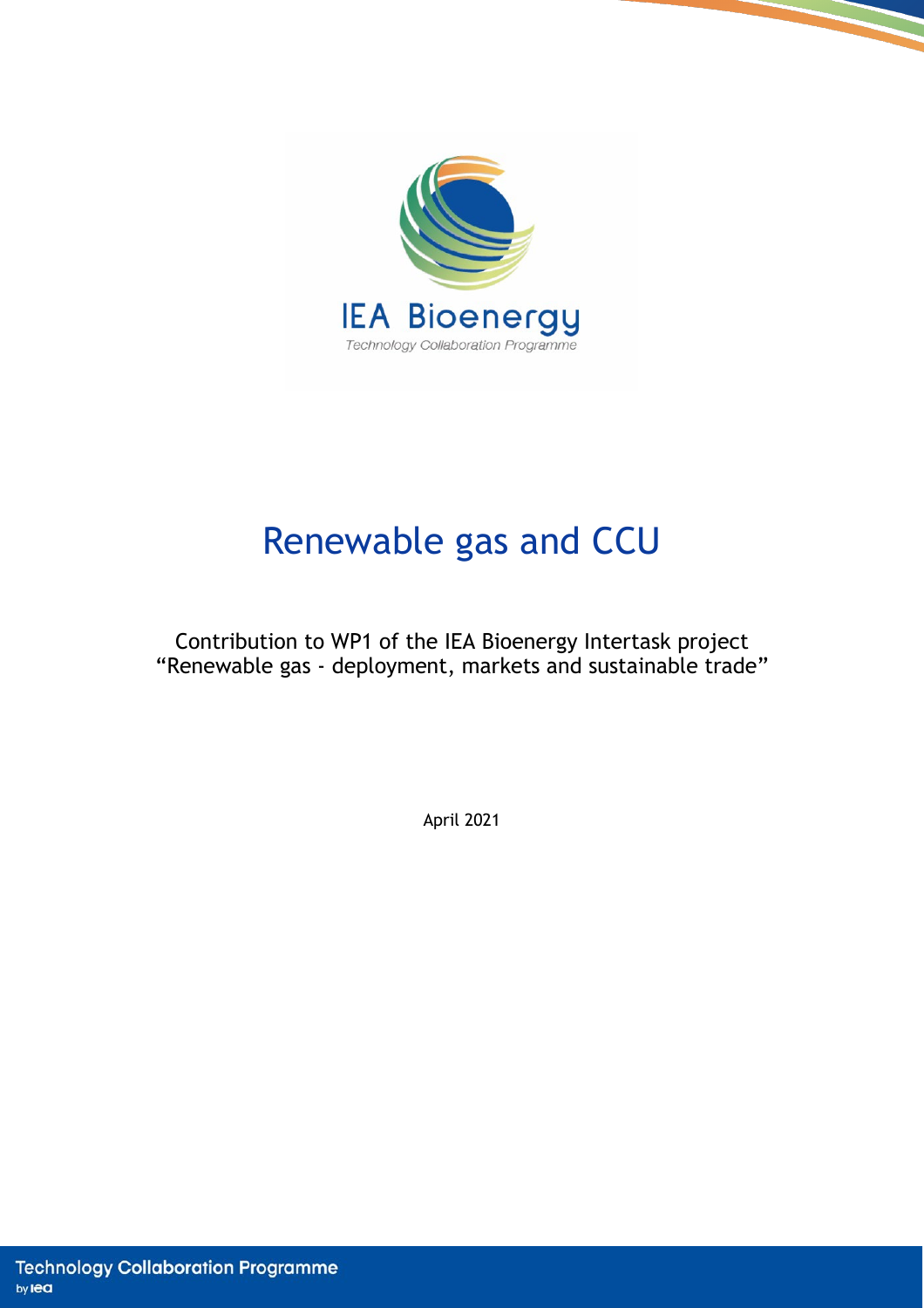IEA Bioenergy

Technology Collaboration Programme

# Renewable gas and CCU

Contribution to WP1 of the IEA Bioenergy Intertask project "Renewable gas - deployment, markets and sustainable trade"

April 2021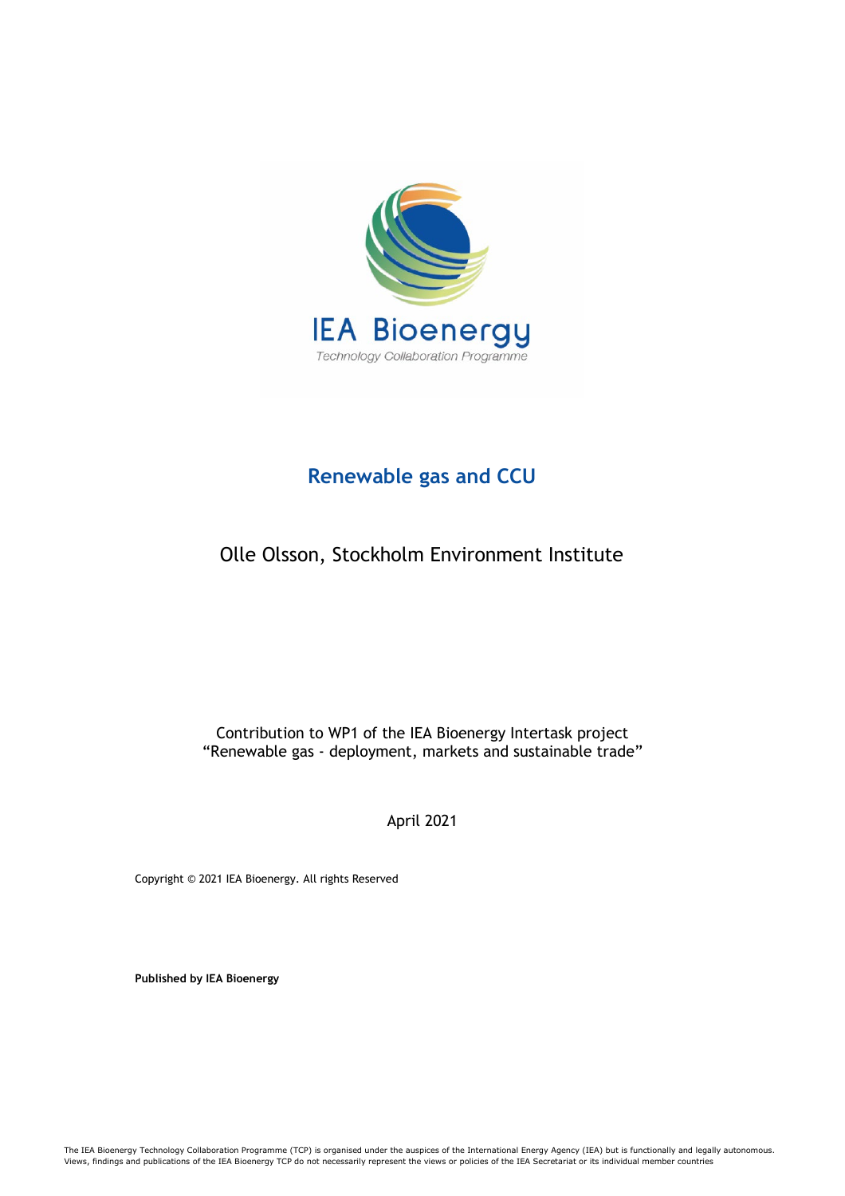IEA Bioenergy

Technology Collaboration Programme

# Renewable gas and CCU

Olle Olsson, Stockholm Environment Institute

Contribution to WP1 of the IEA Bioenergy Intertask project "Renewable gas - deployment, markets and sustainable trade"

April 2021

Copyright © 2021 IEA Bioenergy. All rights Reserved

**Published by IEA Bioenergy**

The IEA Bioenergy Technology Collaboration Programme (TCP) is organised under the auspices of the International Energy Agency (IEA) but is functionally and legally autonomous. Views, findings and publications of the IEA Bioenergy TCP do not necessarily represent the views or policies of the IEA Secretariat or its individual member countries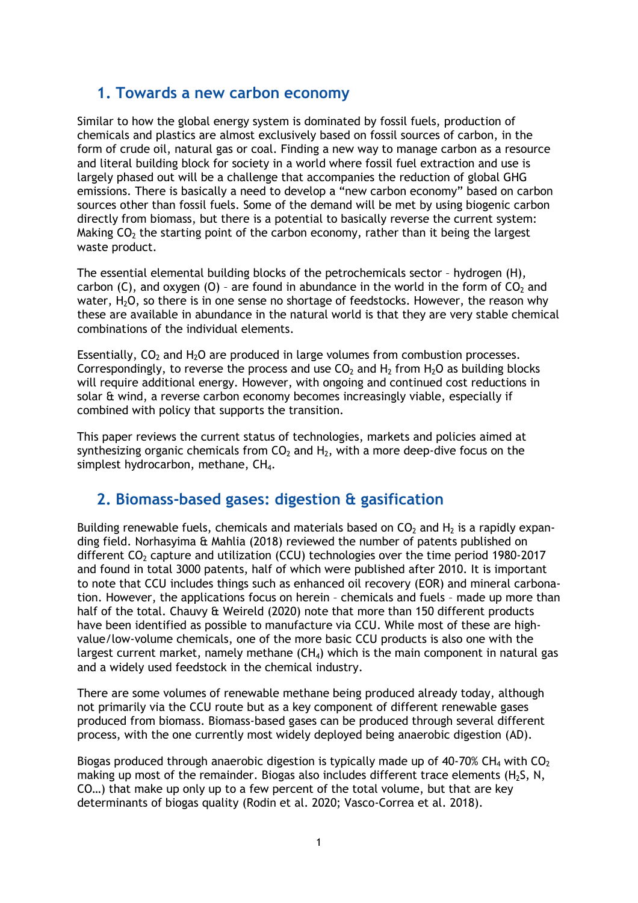## 1. Towards a new carbon economy

Similar to how the global energy system is dominated by fossil fuels, production of chemicals and plastics are almost exclusively based on fossil sources of carbon, in the form of crude oil, natural gas or coal. Finding a new way to manage carbon as a resource and literal building block for society in a world where fossil fuel extraction and use is largely phased out will be a challenge that accompanies the reduction of global GHG emissions. There is basically a need to develop a "new carbon economy" based on carbon sources other than fossil fuels. Some of the demand will be met by using biogenic carbon directly from biomass, but there is a potential to basically reverse the current system: Making $CO_2$ the starting point of the carbon economy, rather than it being the largest waste product.

The essential elemental building blocks of the petrochemicals sector – hydrogen (H), carbon (C), and oxygen (O) – are found in abundance in the world in the form of $CO_2$ and water, $H_2O$, so there is in one sense no shortage of feedstocks. However, the reason why these are available in abundance in the natural world is that they are very stable chemical combinations of the individual elements.

Essentially, $CO_2$ and $H_2O$ are produced in large volumes from combustion processes. Correspondingly, to reverse the process and use $CO_2$ and $H_2$ from $H_2O$ as building blocks will require additional energy. However, with ongoing and continued cost reductions in solar & wind, a reverse carbon economy becomes increasingly viable, especially if combined with policy that supports the transition.

This paper reviews the current status of technologies, markets and policies aimed at synthesizing organic chemicals from $CO_2$ and $H_2$, with a more deep-dive focus on the simplest hydrocarbon, methane, $CH_4$.

## 2. Biomass-based gases: digestion & gasification

Building renewable fuels, chemicals and materials based on $CO_2$ and $H_2$ is a rapidly expanding field. Norhasyima & Mahlia (2018) reviewed the number of patents published on different $CO_2$ capture and utilization (CCU) technologies over the time period 1980-2017 and found in total 3000 patents, half of which were published after 2010. It is important to note that CCU includes things such as enhanced oil recovery (EOR) and mineral carbonation. However, the applications focus on herein – chemicals and fuels – make up more than half of the total. Chauvy & Weireld (2020) note that more than 150 different products have been identified as possible to manufacture via CCU. While most of these are high-value/low-volume chemicals, one of the more basic CCU products is also one with the largest current market, namely methane ($CH_4$) which is the main component in natural gas and a widely used feedstock in the chemical industry.

There are some volumes of renewable methane being produced already today, although not primarily via the CCU route but as a key component of different renewable gases produced from biomass. Biomass-based gases can be produced through several different process, with the one currently most widely deployed being anaerobic digestion (AD).

Biogas produced through anaerobic digestion is typically made up of 40-70% $CH_4$ with $CO_2$ making up most of the remainder. Biogas also includes different trace elements ($H_2S$, N, CO…) that make up only up to a few percent of the total volume, but that are key determinants of biogas quality (Rodin et al. 2020; Vasco-Correa et al. 2018).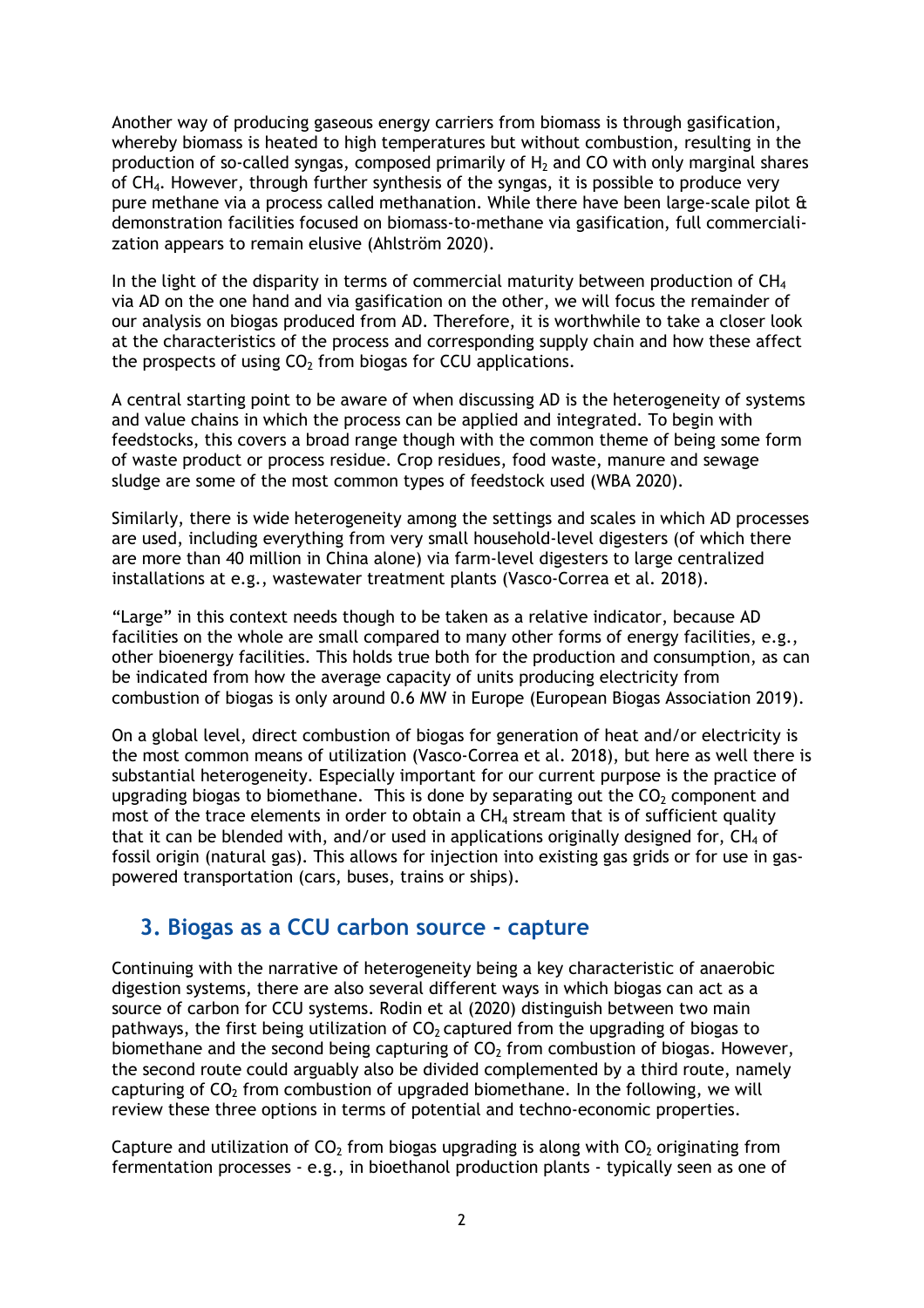Another way of producing gaseous energy carriers from biomass is through gasification, whereby biomass is heated to high temperatures but without combustion, resulting in the production of so-called syngas, composed primarily of $H_2$ and CO with only marginal shares of $CH_4$. However, through further synthesis of the syngas, it is possible to produce very pure methane via a process called methanation. While there have been large-scale pilot & demonstration facilities focused on biomass-to-methane via gasification, full commercialization appears to remain elusive (Ahlström 2020).

In the light of the disparity in terms of commercial maturity between production of $CH_4$ via AD on the one hand and via gasification on the other, we will focus the remainder of our analysis on biogas produced from AD. Therefore, it is worthwhile to take a closer look at the characteristics of the process and corresponding supply chain and how these affect the prospects of using $CO_2$ from biogas for CCU applications.

A central starting point to be aware of when discussing AD is the heterogeneity of systems and value chains in which the process can be applied and integrated. To begin with feedstocks, this covers a broad range though with the common theme of being some form of waste product or process residue. Crop residues, food waste, manure and sewage sludge are some of the most common types of feedstock used (WBA 2020).

Similarly, there is wide heterogeneity among the settings and scales in which AD processes are used, including everything from very small household-level digesters (of which there are more than 40 million in China alone) via farm-level digesters to large centralized installations at e.g., wastewater treatment plants (Vasco-Correa et al. 2018).

"Large" in this context needs though to be taken as a relative indicator, because AD facilities on the whole are small compared to many other forms of energy facilities, e.g., other bioenergy facilities. This holds true both for the production and consumption, as can be indicated from how the average capacity of units producing electricity from combustion of biogas is only around 0.6 MW in Europe (European Biogas Association 2019).

On a global level, direct combustion of biogas for generation of heat and/or electricity is the most common means of utilization (Vasco-Correa et al. 2018), but here as well there is substantial heterogeneity. Especially important for our current purpose is the practice of upgrading biogas to biomethane. This is done by separating out the $CO_2$ component and most of the trace elements in order to obtain a $CH_4$ stream that is of sufficient quality that it can be blended with, and/or used in applications originally designed for, $CH_4$ of fossil origin (natural gas). This allows for injection into existing gas grids or for use in gas-powered transportation (cars, buses, trains or ships).

## 3. Biogas as a CCU carbon source - capture

Continuing with the narrative of heterogeneity being a key characteristic of anaerobic digestion systems, there are also several different ways in which biogas can act as a source of carbon for CCU systems. Rodin et al (2020) distinguish between two main pathways, the first being utilization of $CO_2$ captured from the upgrading of biogas to biomethane and the second being capturing of $CO_2$ from combustion of biogas. However, the second route could arguably also be divided complemented by a third route, namely capturing of $CO_2$ from combustion of upgraded biomethane. In the following, we will review these three options in terms of potential and techno-economic properties.

Capture and utilization of $CO_2$ from biogas upgrading is along with $CO_2$ originating from fermentation processes - e.g., in bioethanol production plants - typically seen as one of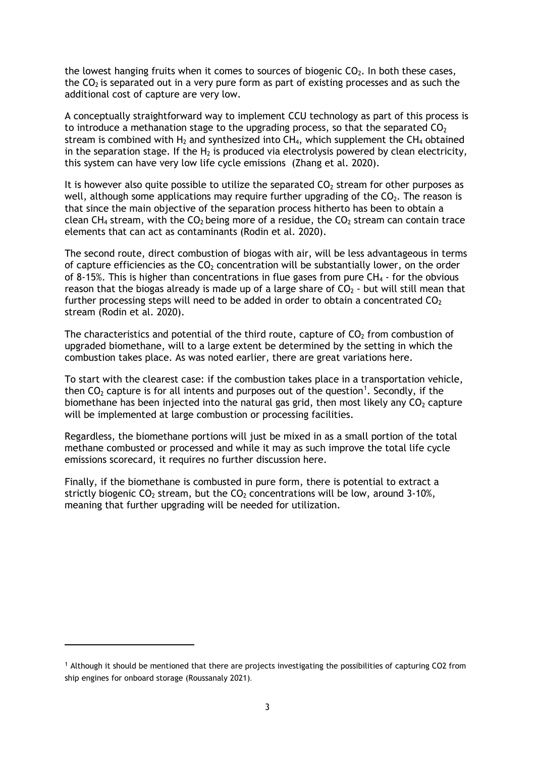the lowest hanging fruits when it comes to sources of biogenic $CO_2$. In both these cases, the $CO_2$ is separated out in a very pure form as part of existing processes and as such the additional cost of capture are very low.

A conceptually straightforward way to implement CCU technology as part of this process is to introduce a methanation stage to the upgrading process, so that the separated $CO_2$ stream is combined with $H_2$ and synthesized into $CH_4$, which supplement the $CH_4$ obtained in the separation stage. If the $H_2$ is produced via electrolysis powered by clean electricity, this system can have very low life cycle emissions (Zhang et al. 2020).

It is however also quite possible to utilize the separated $CO_2$ stream for other purposes as well, although some applications may require further upgrading of the $CO_2$. The reason is that since the main objective of the separation process hitherto has been to obtain a clean $CH_4$ stream, with the $CO_2$ being more of a residue, the $CO_2$ stream can contain trace elements that can act as contaminants (Rodin et al. 2020).

The second route, direct combustion of biogas with air, will be less advantageous in terms of capture efficiencies as the $CO_2$ concentration will be substantially lower, on the order of 8-15%. This is higher than concentrations in flue gases from pure $CH_4$ - for the obvious reason that the biogas already is made up of a large share of $CO_2$ - but will still mean that further processing steps will need to be added in order to obtain a concentrated $CO_2$ stream (Rodin et al. 2020).

The characteristics and potential of the third route, capture of $CO_2$ from combustion of upgraded biomethane, will to a large extent be determined by the setting in which the combustion takes place. As was noted earlier, there are great variations here.

To start with the clearest case: if the combustion takes place in a transportation vehicle, then $CO_2$ capture is for all intents and purposes out of the question[1]. Secondly, if the biomethane has been injected into the natural gas grid, then most likely any $CO_2$ capture will be implemented at large combustion or processing facilities.

Regardless, the biomethane portions will just be mixed in as a small portion of the total methane combusted or processed and while it may as such improve the total life cycle emissions scorecard, it requires no further discussion here.

Finally, if the biomethane is combusted in pure form, there is potential to extract a strictly biogenic $CO_2$ stream, but the $CO_2$ concentrations will be low, around 3-10%, meaning that further upgrading will be needed for utilization.

[1] Although it should be mentioned that there are projects investigating the possibilities of capturing CO2 from ship engines for onboard storage (Roussanaly 2021).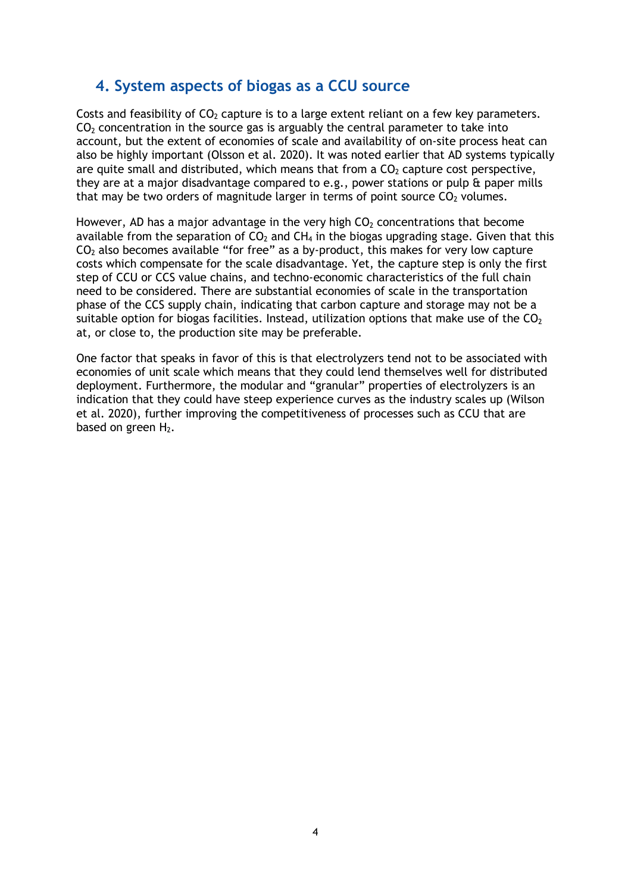## 4. System aspects of biogas as a CCU source

Costs and feasibility of $CO_2$ capture is to a large extent reliant on a few key parameters. $CO_2$ concentration in the source gas is arguably the central parameter to take into account, but the extent of economies of scale and availability of on-site process heat can also be highly important (Olsson et al. 2020). It was noted earlier that AD systems typically are quite small and distributed, which means that from a $CO_2$ capture cost perspective, they are at a major disadvantage compared to e.g., power stations or pulp & paper mills that may be two orders of magnitude larger in terms of point source $CO_2$ volumes.

However, AD has a major advantage in the very high $CO_2$ concentrations that become available from the separation of $CO_2$ and $CH_4$ in the biogas upgrading stage. Given that this $CO_2$ also becomes available "for free" as a by-product, this makes for very low capture costs which compensate for the scale disadvantage. Yet, the capture step is only the first step of CCU or CCS value chains, and techno-economic characteristics of the full chain need to be considered. There are substantial economies of scale in the transportation phase of the CCS supply chain, indicating that carbon capture and storage may not be a suitable option for biogas facilities. Instead, utilization options that make use of the $CO_2$ at, or close to, the production site may be preferable.

One factor that speaks in favor of this is that electrolyzers tend not to be associated with economies of unit scale which means that they could lend themselves well for distributed deployment. Furthermore, the modular and "granular" properties of electrolyzers is an indication that they could have steep experience curves as the industry scales up (Wilson et al. 2020), further improving the competitiveness of processes such as CCU that are based on green $H_2$.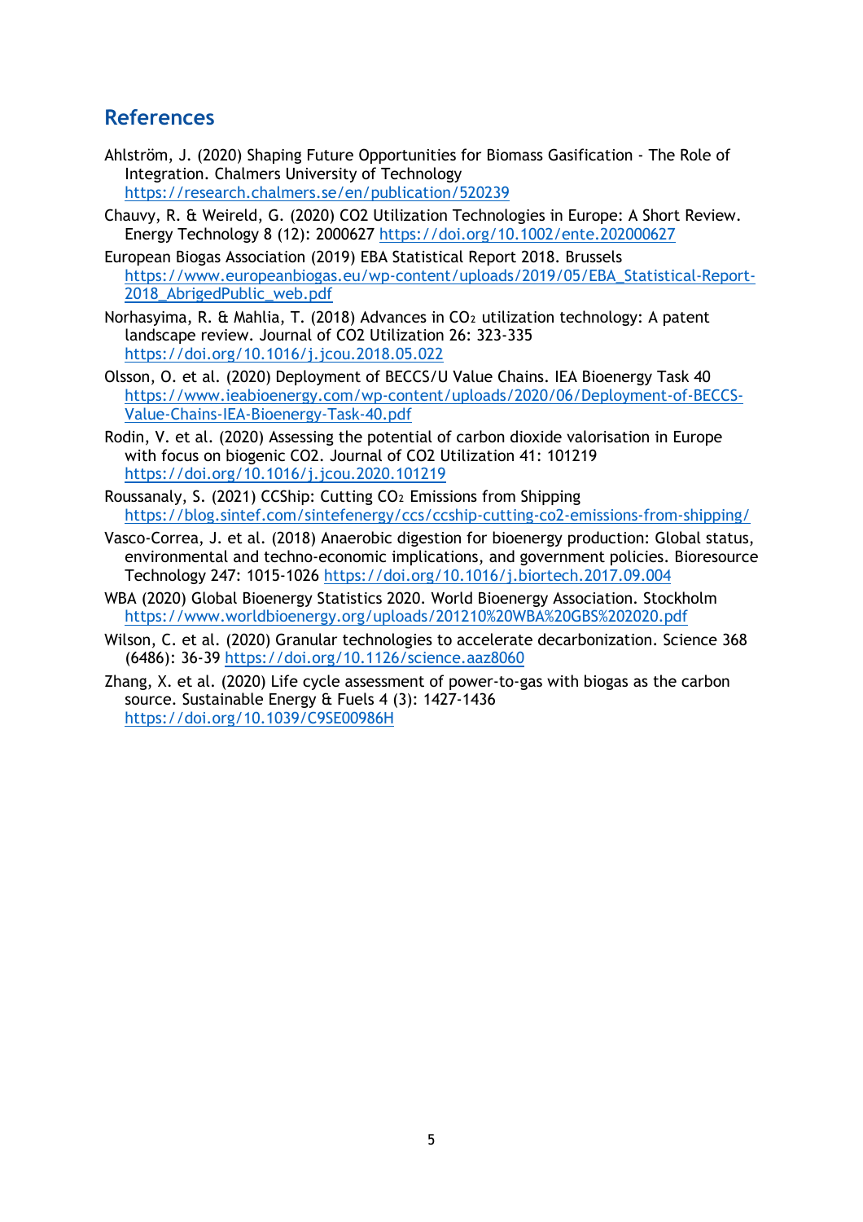## References

Ahlström, J. (2020) Shaping Future Opportunities for Biomass Gasification - The Role of Integration. Chalmers University of Technology https://research.chalmers.se/en/publication/520239

Chauvy, R. & Weireld, G. (2020) CO2 Utilization Technologies in Europe: A Short Review. Energy Technology 8 (12): 2000627 https://doi.org/10.1002/ente.202000627

European Biogas Association (2019) EBA Statistical Report 2018. Brussels https://www.europeanbiogas.eu/wp-content/uploads/2019/05/EBA_Statistical-Report-2018_AbrigedPublic_web.pdf

Norhasyima, R. & Mahlia, T. (2018) Advances in $CO_2$ utilization technology: A patent landscape review. Journal of CO2 Utilization 26: 323-335 https://doi.org/10.1016/j.jcou.2018.05.022

Olsson, O. et al. (2020) Deployment of BECCS/U Value Chains. IEA Bioenergy Task 40 https://www.ieabioenergy.com/wp-content/uploads/2020/06/Deployment-of-BECCS-Value-Chains-IEA-Bioenergy-Task-40.pdf

Rodin, V. et al. (2020) Assessing the potential of carbon dioxide valorisation in Europe with focus on biogenic CO2. Journal of CO2 Utilization 41: 101219 https://doi.org/10.1016/j.jcou.2020.101219

Roussanaly, S. (2021) CCShip: Cutting $CO_2$ Emissions from Shipping https://blog.sintef.com/sintefenergy/ccs/ccship-cutting-co2-emissions-from-shipping/

Vasco-Correa, J. et al. (2018) Anaerobic digestion for bioenergy production: Global status, environmental and techno-economic implications, and government policies. Bioresource Technology 247: 1015-1026 https://doi.org/10.1016/j.biortech.2017.09.004

WBA (2020) Global Bioenergy Statistics 2020. World Bioenergy Association. Stockholm https://www.worldbioenergy.org/uploads/201210%20WBA%20GBS%202020.pdf

Wilson, C. et al. (2020) Granular technologies to accelerate decarbonization. Science 368 (6486): 36-39 https://doi.org/10.1126/science.aaz8060

Zhang, X. et al. (2020) Life cycle assessment of power-to-gas with biogas as the carbon source. Sustainable Energy & Fuels 4 (3): 1427-1436 https://doi.org/10.1039/C9SE00986H